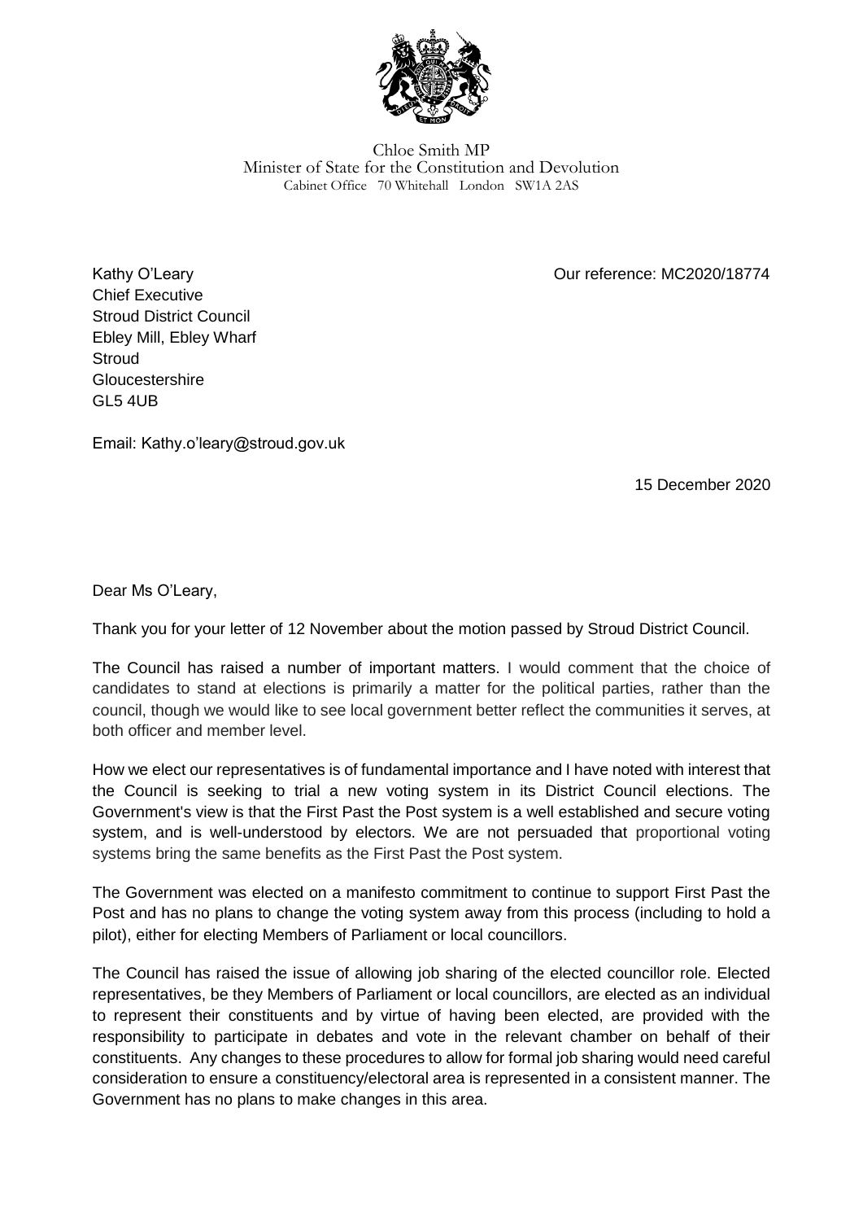Chloe Smith MP
Minister of State for the Constitution and Devolution
Cabinet Office 70 Whitehall London SW1A 2AS

Kathy O'Leary
Chief Executive
Stroud District Council
Ebley Mill, Ebley Wharf
Stroud
Gloucestershire
GL5 4UB

Our reference: MC2020/18774

Email: Kathy.o'leary@stroud.gov.uk

15 December 2020

Dear Ms O'Leary,

Thank you for your letter of 12 November about the motion passed by Stroud District Council.

The Council has raised a number of important matters. I would comment that the choice of candidates to stand at elections is primarily a matter for the political parties, rather than the council, though we would like to see local government better reflect the communities it serves, at both officer and member level.

How we elect our representatives is of fundamental importance and I have noted with interest that the Council is seeking to trial a new voting system in its District Council elections. The Government's view is that the First Past the Post system is a well established and secure voting system, and is well-understood by electors. We are not persuaded that proportional voting systems bring the same benefits as the First Past the Post system.

The Government was elected on a manifesto commitment to continue to support First Past the Post and has no plans to change the voting system away from this process (including to hold a pilot), either for electing Members of Parliament or local councillors.

The Council has raised the issue of allowing job sharing of the elected councillor role. Elected representatives, be they Members of Parliament or local councillors, are elected as an individual to represent their constituents and by virtue of having been elected, are provided with the responsibility to participate in debates and vote in the relevant chamber on behalf of their constituents. Any changes to these procedures to allow for formal job sharing would need careful consideration to ensure a constituency/electoral area is represented in a consistent manner. The Government has no plans to make changes in this area.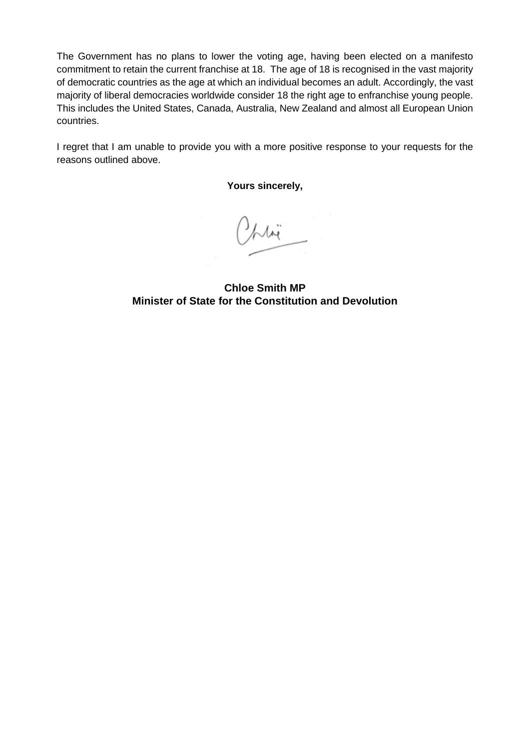The Government has no plans to lower the voting age, having been elected on a manifesto commitment to retain the current franchise at 18. The age of 18 is recognised in the vast majority of democratic countries as the age at which an individual becomes an adult. Accordingly, the vast majority of liberal democracies worldwide consider 18 the right age to enfranchise young people. This includes the United States, Canada, Australia, New Zealand and almost all European Union countries.

I regret that I am unable to provide you with a more positive response to your requests for the reasons outlined above.

**Yours sincerely,**

**Chloe Smith MP**
**Minister of State for the Constitution and Devolution**